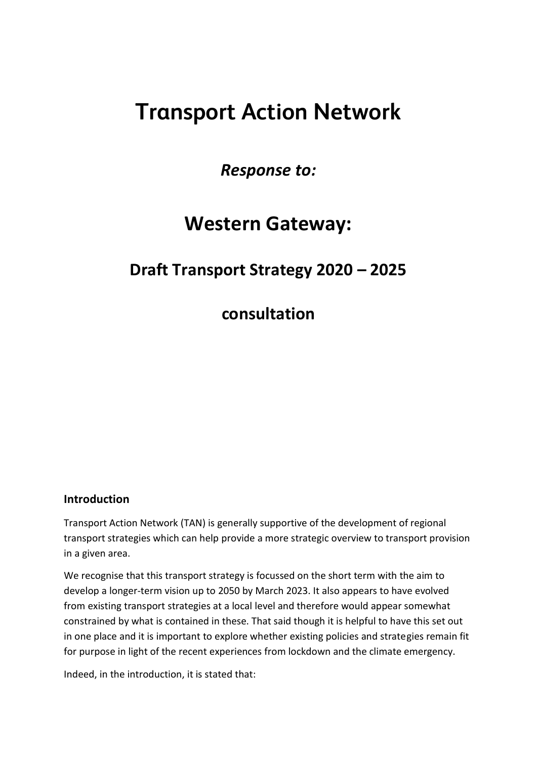# Transport Action Network

## *Response to:*

## Western Gateway:

### Draft Transport Strategy 2020 – 2025

### consultation

**Introduction**

Transport Action Network (TAN) is generally supportive of the development of regional transport strategies which can help provide a more strategic overview to transport provision in a given area.

We recognise that this transport strategy is focussed on the short term with the aim to develop a longer-term vision up to 2050 by March 2023. It also appears to have evolved from existing transport strategies at a local level and therefore would appear somewhat constrained by what is contained in these. That said though it is helpful to have this set out in one place and it is important to explore whether existing policies and strategies remain fit for purpose in light of the recent experiences from lockdown and the climate emergency.

Indeed, in the introduction, it is stated that: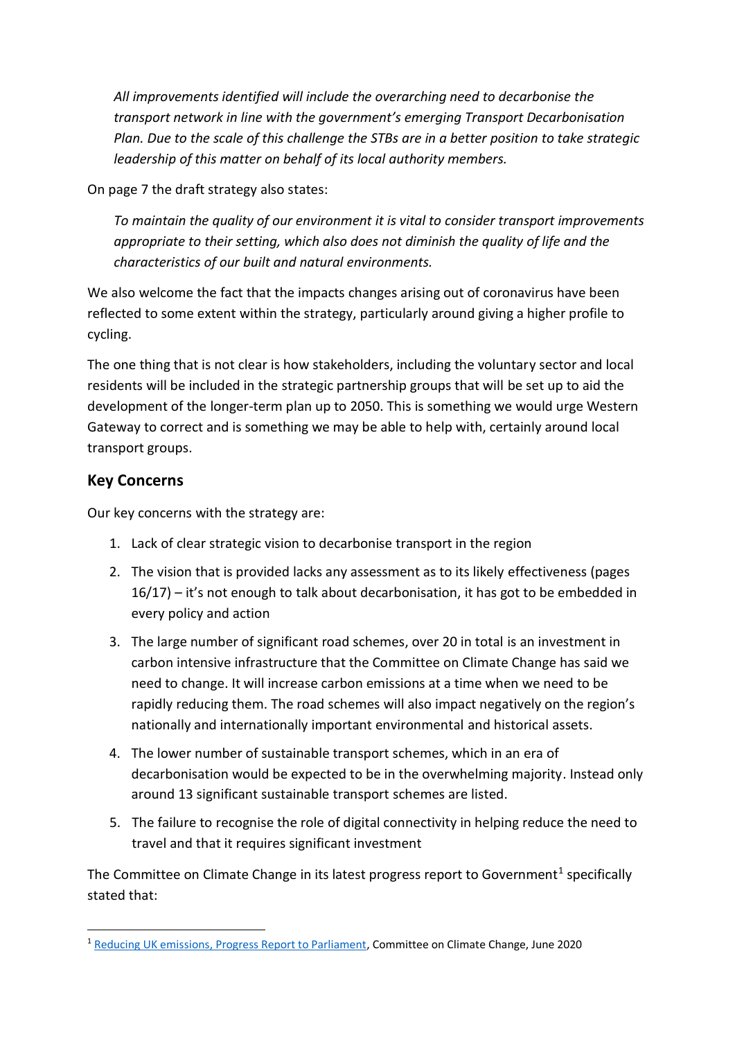*All improvements identified will include the overarching need to decarbonise the transport network in line with the government's emerging Transport Decarbonisation Plan. Due to the scale of this challenge the STBs are in a better position to take strategic leadership of this matter on behalf of its local authority members.*

On page 7 the draft strategy also states:

*To maintain the quality of our environment it is vital to consider transport improvements appropriate to their setting, which also does not diminish the quality of life and the characteristics of our built and natural environments.*

We also welcome the fact that the impacts changes arising out of coronavirus have been reflected to some extent within the strategy, particularly around giving a higher profile to cycling.

The one thing that is not clear is how stakeholders, including the voluntary sector and local residents will be included in the strategic partnership groups that will be set up to aid the development of the longer-term plan up to 2050. This is something we would urge Western Gateway to correct and is something we may be able to help with, certainly around local transport groups.

## Key Concerns

Our key concerns with the strategy are:

1. Lack of clear strategic vision to decarbonise transport in the region
2. The vision that is provided lacks any assessment as to its likely effectiveness (pages 16/17) – it's not enough to talk about decarbonisation, it has got to be embedded in every policy and action
3. The large number of significant road schemes, over 20 in total is an investment in carbon intensive infrastructure that the Committee on Climate Change has said we need to change. It will increase carbon emissions at a time when we need to be rapidly reducing them. The road schemes will also impact negatively on the region's nationally and internationally important environmental and historical assets.
4. The lower number of sustainable transport schemes, which in an era of decarbonisation would be expected to be in the overwhelming majority. Instead only around 13 significant sustainable transport schemes are listed.
5. The failure to recognise the role of digital connectivity in helping reduce the need to travel and that it requires significant investment

The Committee on Climate Change in its latest progress report to Government[1] specifically stated that:

[1] Reducing UK emissions, Progress Report to Parliament, Committee on Climate Change, June 2020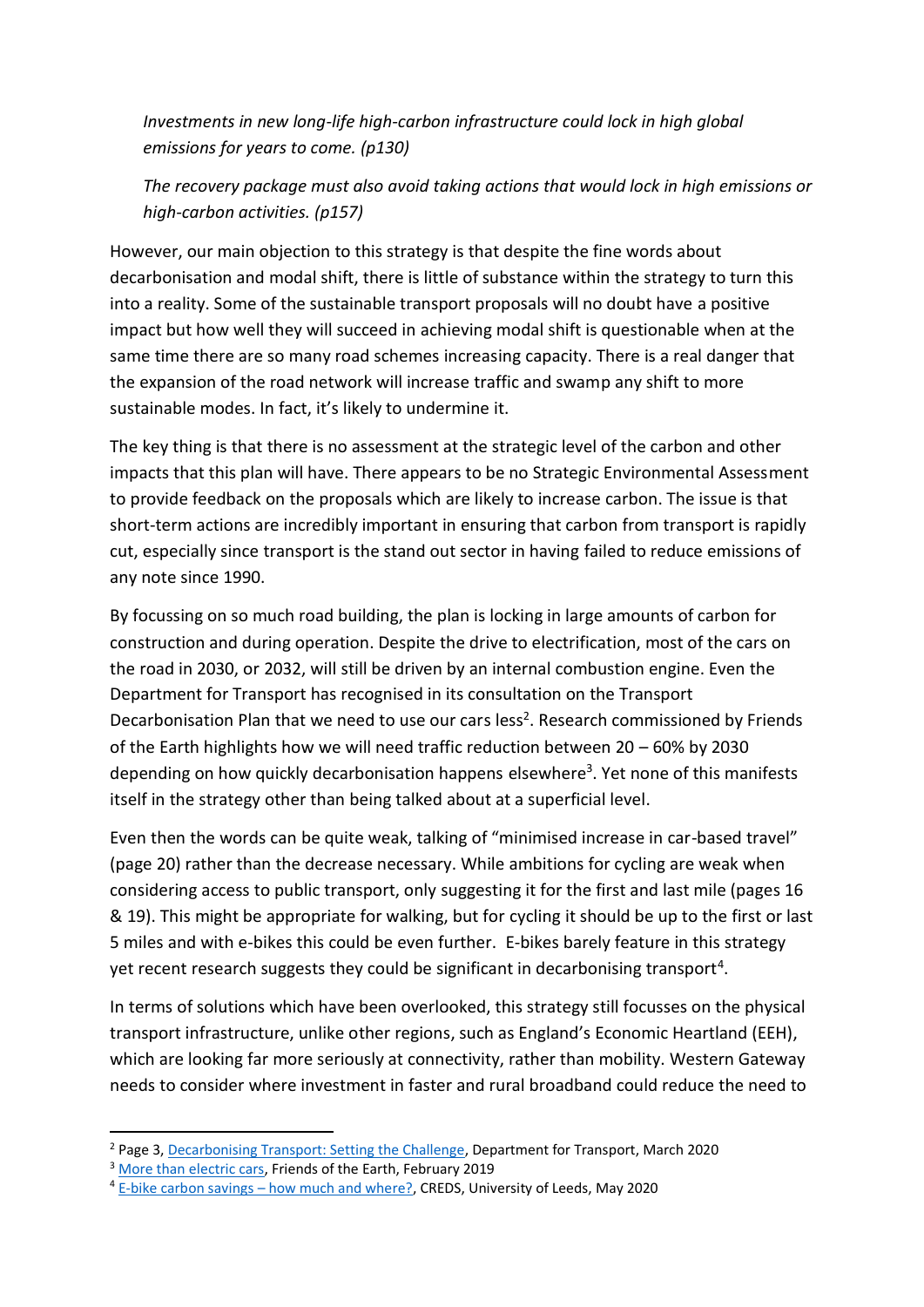*Investments in new long-life high-carbon infrastructure could lock in high global emissions for years to come. (p130)*

*The recovery package must also avoid taking actions that would lock in high emissions or high-carbon activities. (p157)*

However, our main objection to this strategy is that despite the fine words about decarbonisation and modal shift, there is little of substance within the strategy to turn this into a reality. Some of the sustainable transport proposals will no doubt have a positive impact but how well they will succeed in achieving modal shift is questionable when at the same time there are so many road schemes increasing capacity. There is a real danger that the expansion of the road network will increase traffic and swamp any shift to more sustainable modes. In fact, it's likely to undermine it.

The key thing is that there is no assessment at the strategic level of the carbon and other impacts that this plan will have. There appears to be no Strategic Environmental Assessment to provide feedback on the proposals which are likely to increase carbon. The issue is that short-term actions are incredibly important in ensuring that carbon from transport is rapidly cut, especially since transport is the stand out sector in having failed to reduce emissions of any note since 1990.

By focussing on so much road building, the plan is locking in large amounts of carbon for construction and during operation. Despite the drive to electrification, most of the cars on the road in 2030, or 2032, will still be driven by an internal combustion engine. Even the Department for Transport has recognised in its consultation on the Transport Decarbonisation Plan that we need to use our cars less[2]. Research commissioned by Friends of the Earth highlights how we will need traffic reduction between 20 – 60% by 2030 depending on how quickly decarbonisation happens elsewhere[3]. Yet none of this manifests itself in the strategy other than being talked about at a superficial level.

Even then the words can be quite weak, talking of "minimised increase in car-based travel" (page 20) rather than the decrease necessary. While ambitions for cycling are weak when considering access to public transport, only suggesting it for the first and last mile (pages 16 & 19). This might be appropriate for walking, but for cycling it should be up to the first or last 5 miles and with e-bikes this could be even further. E-bikes barely feature in this strategy yet recent research suggests they could be significant in decarbonising transport[4].

In terms of solutions which have been overlooked, this strategy still focusses on the physical transport infrastructure, unlike other regions, such as England's Economic Heartland (EEH), which are looking far more seriously at connectivity, rather than mobility. Western Gateway needs to consider where investment in faster and rural broadband could reduce the need to

---

[2] Page 3, Decarbonising Transport: Setting the Challenge, Department for Transport, March 2020

[3] More than electric cars, Friends of the Earth, February 2019

[4] E-bike carbon savings – how much and where?, CREDS, University of Leeds, May 2020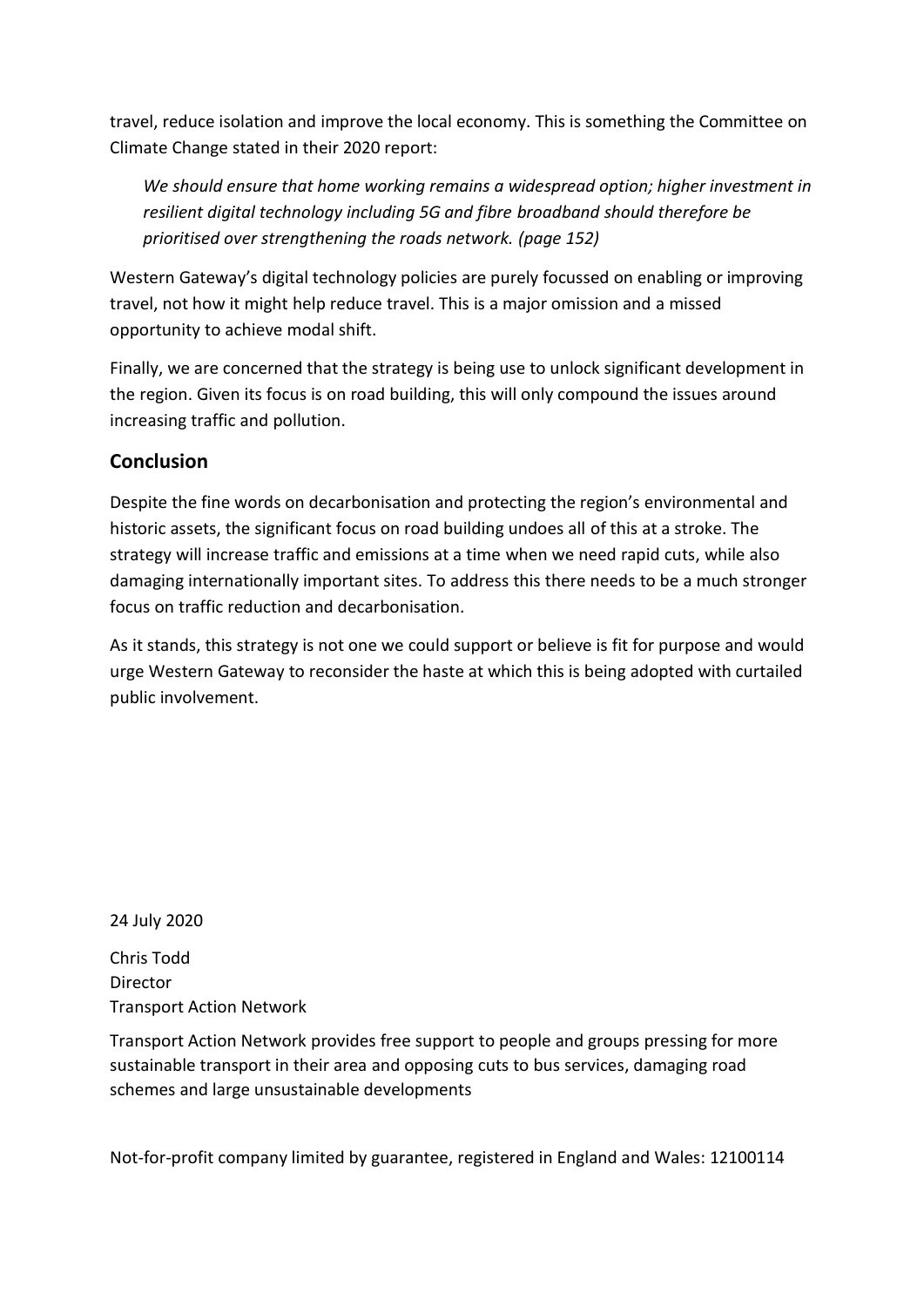travel, reduce isolation and improve the local economy. This is something the Committee on Climate Change stated in their 2020 report:

> *We should ensure that home working remains a widespread option; higher investment in resilient digital technology including 5G and fibre broadband should therefore be prioritised over strengthening the roads network. (page 152)*

Western Gateway's digital technology policies are purely focussed on enabling or improving travel, not how it might help reduce travel. This is a major omission and a missed opportunity to achieve modal shift.

Finally, we are concerned that the strategy is being use to unlock significant development in the region. Given its focus is on road building, this will only compound the issues around increasing traffic and pollution.

## Conclusion

Despite the fine words on decarbonisation and protecting the region's environmental and historic assets, the significant focus on road building undoes all of this at a stroke. The strategy will increase traffic and emissions at a time when we need rapid cuts, while also damaging internationally important sites. To address this there needs to be a much stronger focus on traffic reduction and decarbonisation.

As it stands, this strategy is not one we could support or believe is fit for purpose and would urge Western Gateway to reconsider the haste at which this is being adopted with curtailed public involvement.

24 July 2020

Chris Todd
Director
Transport Action Network

Transport Action Network provides free support to people and groups pressing for more sustainable transport in their area and opposing cuts to bus services, damaging road schemes and large unsustainable developments

Not-for-profit company limited by guarantee, registered in England and Wales: 12100114